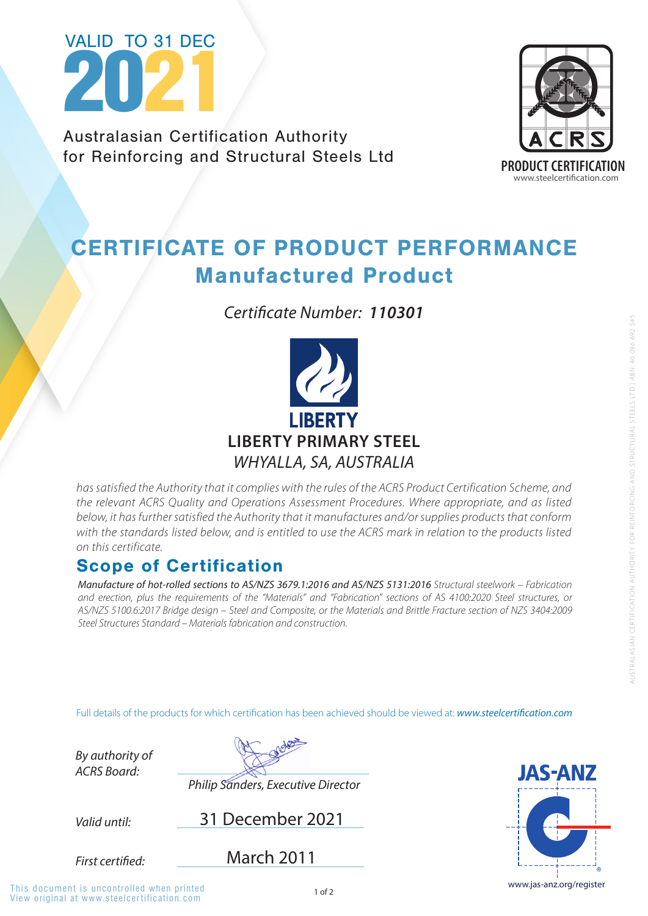VALID TO 31 DEC

2021

Australasian Certification Authority
for Reinforcing and Structural Steels Ltd

ACRS

PRODUCT CERTIFICATION
www.steelcertification.com

# CERTIFICATE OF PRODUCT PERFORMANCE
## Manufactured Product

*Certificate Number:* ***110301***

LIBERTY

**LIBERTY PRIMARY STEEL**
*WHYALLA, SA, AUSTRALIA*

*has satisfied the Authority that it complies with the rules of the ACRS Product Certification Scheme, and the relevant ACRS Quality and Operations Assessment Procedures. Where appropriate, and as listed below, it has further satisfied the Authority that it manufactures and/or supplies products that conform with the standards listed below, and is entitled to use the ACRS mark in relation to the products listed on this certificate.*

## Scope of Certification

***Manufacture of hot-rolled sections to AS/NZS 3679.1:2016 and AS/NZS 5131:2016*** *Structural steelwork – Fabrication and erection, plus the requirements of the "Materials" and "Fabrication" sections of AS 4100:2020 Steel structures, or AS/NZS 5100.6:2017 Bridge design – Steel and Composite, or the Materials and Brittle Fracture section of NZS 3404:2009 Steel Structures Standard – Materials fabrication and construction.*

Full details of the products for which certification has been achieved should be viewed at: ***www.steelcertification.com***

*By authority of ACRS Board:* *Philip Sanders, Executive Director*

*Valid until:* 31 December 2021

*First certified:* March 2011

JAS-ANZ
www.jas-anz.org/register

This document is uncontrolled when printed
View original at www.steelcertification.com

AUSTRALASIAN CERTIFICATION AUTHORITY FOR REINFORCING AND STRUCTURAL STEELS LTD | ABN: 40 096 692 545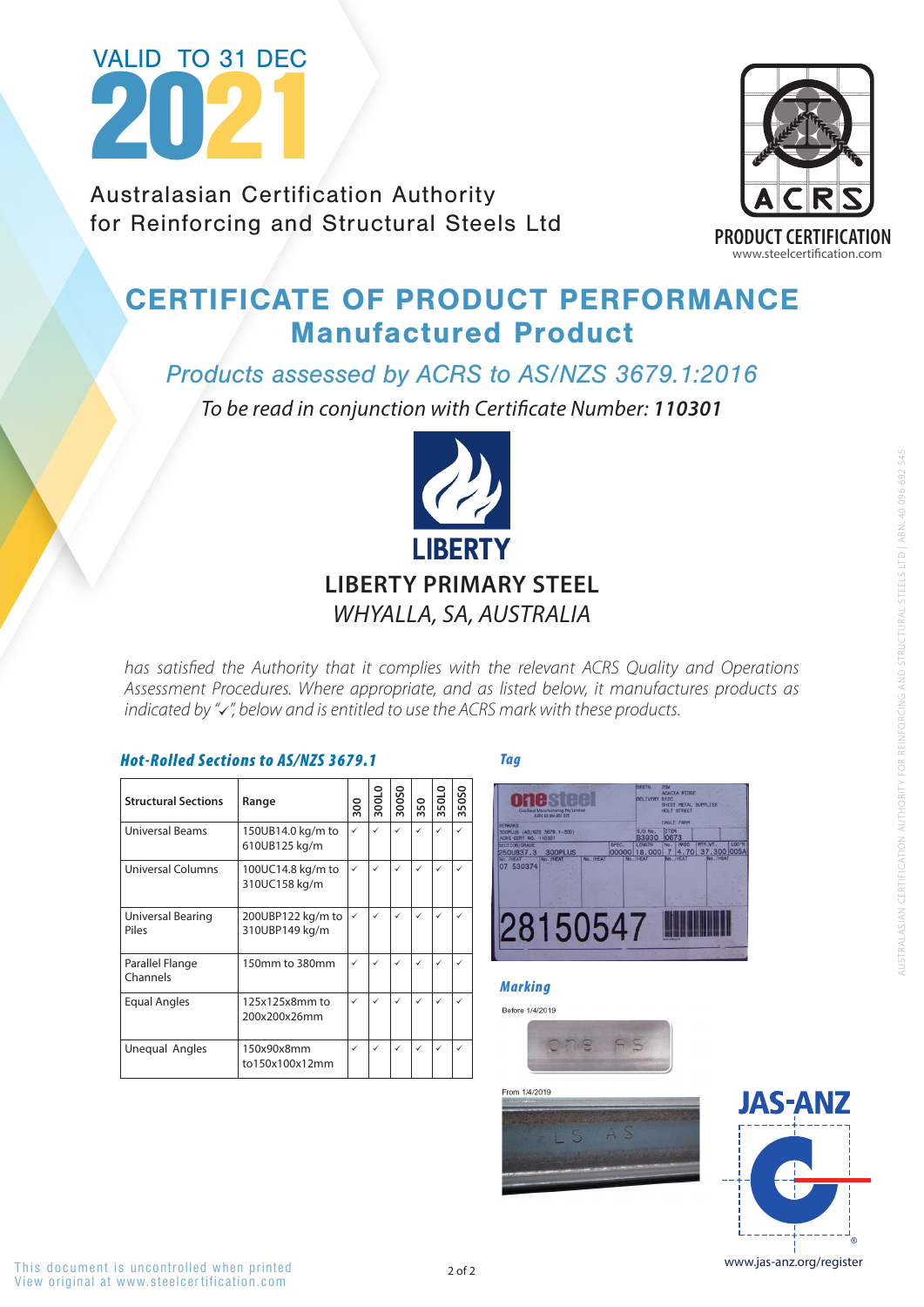VALID TO 31 DEC

# 2021

Australasian Certification Authority
for Reinforcing and Structural Steels Ltd

ACRS
PRODUCT CERTIFICATION
www.steelcertification.com

# CERTIFICATE OF PRODUCT PERFORMANCE

## Manufactured Product

*Products assessed by ACRS to AS/NZS 3679.1:2016*

*To be read in conjunction with Certificate Number:* ***110301***

LIBERTY

## LIBERTY PRIMARY STEEL

*WHYALLA, SA, AUSTRALIA*

*has satisfied the Authority that it complies with the relevant ACRS Quality and Operations Assessment Procedures. Where appropriate, and as listed below, it manufactures products as indicated by "✓", below and is entitled to use the ACRS mark with these products.*

### *Hot-Rolled Sections to AS/NZS 3679.1*

| Structural Sections | Range | 300 | 300L0 | 300S0 | 350 | 350L0 | 350S0 |
|---|---|---|---|---|---|---|---|
| Universal Beams | 150UB14.0 kg/m to 610UB125 kg/m | ✓ | ✓ | ✓ | ✓ | ✓ | ✓ |
| Universal Columns | 100UC14.8 kg/m to 310UC158 kg/m | ✓ | ✓ | ✓ | ✓ | ✓ | ✓ |
| Universal Bearing Piles | 200UBP122 kg/m to 310UBP149 kg/m | ✓ | ✓ | ✓ | ✓ | ✓ | ✓ |
| Parallel Flange Channels | 150mm to 380mm | ✓ | ✓ | ✓ | ✓ | ✓ | ✓ |
| Equal Angles | 125x125x8mm to 200x200x26mm | ✓ | ✓ | ✓ | ✓ | ✓ | ✓ |
| Unequal Angles | 150x90x8mm to150x100x12mm | ✓ | ✓ | ✓ | ✓ | ✓ | ✓ |

### *Tag*

### *Marking*

Before 1/4/2019

From 1/4/2019

JAS-ANZ

www.jas-anz.org/register

This document is uncontrolled when printed
View original at www.steelcertification.com

AUSTRALASIAN CERTIFICATION AUTHORITY FOR REINFORCING AND STRUCTURAL STEELS LTD | ABN: 40 096 692 545